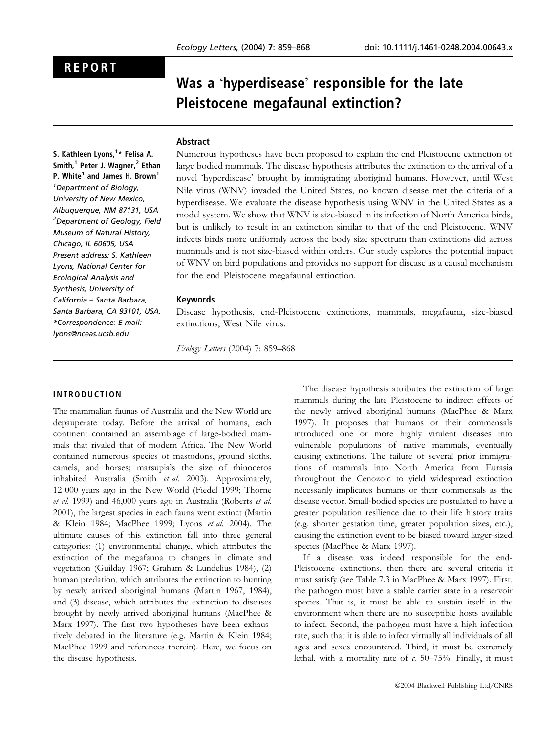REPORT

# Was a 'hyperdisease' responsible for the late Pleistocene megafaunal extinction?

S. Kathleen Lyons,[1]* Felisa A. Smith,[1] Peter J. Wagner,[2] Ethan P. White[1] and James H. Brown[1]

[1]Department of Biology, University of New Mexico, Albuquerque, NM 87131, USA

[2]Department of Geology, Field Museum of Natural History, Chicago, IL 60605, USA

Present address: S. Kathleen Lyons, National Center for Ecological Analysis and Synthesis, University of California – Santa Barbara, Santa Barbara, CA 93101, USA.

*Correspondence: E-mail: lyons@nceas.ucsb.edu

## Abstract

Numerous hypotheses have been proposed to explain the end Pleistocene extinction of large bodied mammals. The disease hypothesis attributes the extinction to the arrival of a novel 'hyperdisease' brought by immigrating aboriginal humans. However, until West Nile virus (WNV) invaded the United States, no known disease met the criteria of a hyperdisease. We evaluate the disease hypothesis using WNV in the United States as a model system. We show that WNV is size-biased in its infection of North America birds, but is unlikely to result in an extinction similar to that of the end Pleistocene. WNV infects birds more uniformly across the body size spectrum than extinctions did across mammals and is not size-biased within orders. Our study explores the potential impact of WNV on bird populations and provides no support for disease as a causal mechanism for the end Pleistocene megafaunal extinction.

## Keywords

Disease hypothesis, end-Pleistocene extinctions, mammals, megafauna, size-biased extinctions, West Nile virus.

*Ecology Letters* (2004) 7: 859–868

## INTRODUCTION

The mammalian faunas of Australia and the New World are depauperate today. Before the arrival of humans, each continent contained an assemblage of large-bodied mammals that rivaled that of modern Africa. The New World contained numerous species of mastodons, ground sloths, camels, and horses; marsupials the size of rhinoceros inhabited Australia (Smith *et al.* 2003). Approximately, 12 000 years ago in the New World (Fiedel 1999; Thorne *et al.* 1999) and 46,000 years ago in Australia (Roberts *et al.* 2001), the largest species in each fauna went extinct (Martin & Klein 1984; MacPhee 1999; Lyons *et al.* 2004). The ultimate causes of this extinction fall into three general categories: (1) environmental change, which attributes the extinction of the megafauna to changes in climate and vegetation (Guilday 1967; Graham & Lundelius 1984), (2) human predation, which attributes the extinction to hunting by newly arrived aboriginal humans (Martin 1967, 1984), and (3) disease, which attributes the extinction to diseases brought by newly arrived aboriginal humans (MacPhee & Marx 1997). The first two hypotheses have been exhaustively debated in the literature (e.g. Martin & Klein 1984; MacPhee 1999 and references therein). Here, we focus on the disease hypothesis.

The disease hypothesis attributes the extinction of large mammals during the late Pleistocene to indirect effects of the newly arrived aboriginal humans (MacPhee & Marx 1997). It proposes that humans or their commensals introduced one or more highly virulent diseases into vulnerable populations of native mammals, eventually causing extinctions. The failure of several prior immigrations of mammals into North America from Eurasia throughout the Cenozoic to yield widespread extinction necessarily implicates humans or their commensals as the disease vector. Small-bodied species are postulated to have a greater population resilience due to their life history traits (e.g. shorter gestation time, greater population sizes, etc.), causing the extinction event to be biased toward larger-sized species (MacPhee & Marx 1997).

If a disease was indeed responsible for the end-Pleistocene extinctions, then there are several criteria it must satisfy (see Table 7.3 in MacPhee & Marx 1997). First, the pathogen must have a stable carrier state in a reservoir species. That is, it must be able to sustain itself in the environment when there are no susceptible hosts available to infect. Second, the pathogen must have a high infection rate, such that it is able to infect virtually all individuals of all ages and sexes encountered. Third, it must be extremely lethal, with a mortality rate of *c.* 50–75%. Finally, it must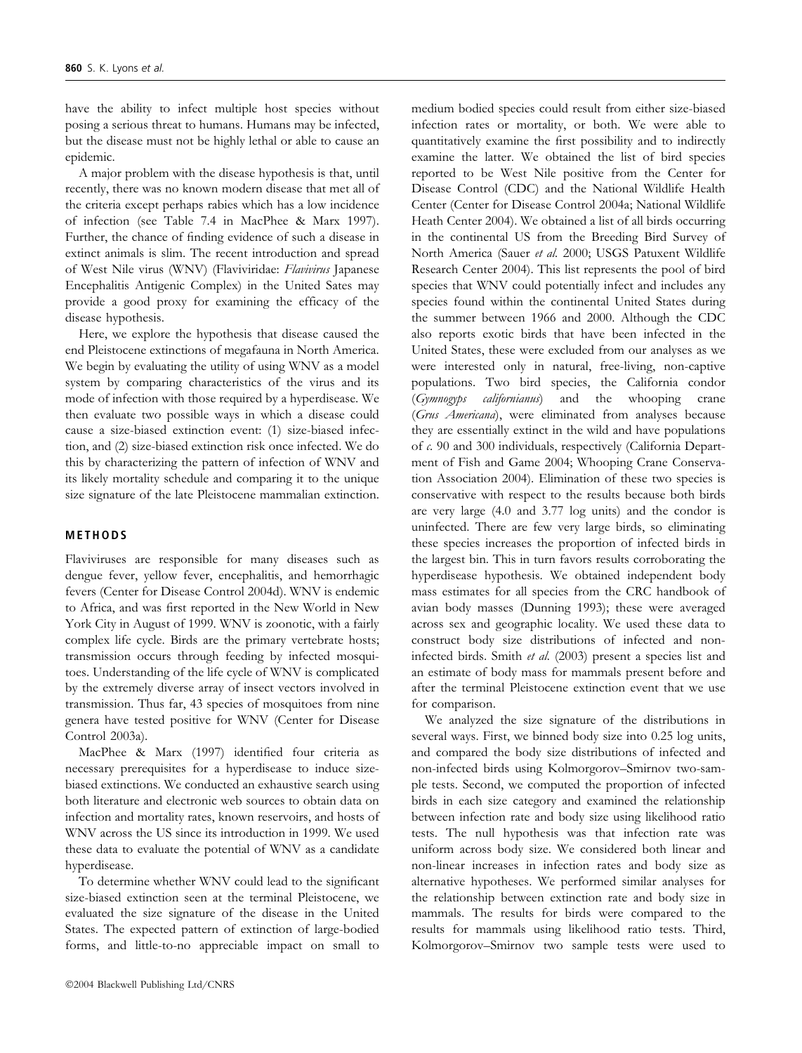have the ability to infect multiple host species without posing a serious threat to humans. Humans may be infected, but the disease must not be highly lethal or able to cause an epidemic.

A major problem with the disease hypothesis is that, until recently, there was no known modern disease that met all of the criteria except perhaps rabies which has a low incidence of infection (see Table 7.4 in MacPhee & Marx 1997). Further, the chance of finding evidence of such a disease in extinct animals is slim. The recent introduction and spread of West Nile virus (WNV) (Flaviviridae: *Flavivirus* Japanese Encephalitis Antigenic Complex) in the United Sates may provide a good proxy for examining the efficacy of the disease hypothesis.

Here, we explore the hypothesis that disease caused the end Pleistocene extinctions of megafauna in North America. We begin by evaluating the utility of using WNV as a model system by comparing characteristics of the virus and its mode of infection with those required by a hyperdisease. We then evaluate two possible ways in which a disease could cause a size-biased extinction event: (1) size-biased infection, and (2) size-biased extinction risk once infected. We do this by characterizing the pattern of infection of WNV and its likely mortality schedule and comparing it to the unique size signature of the late Pleistocene mammalian extinction.

## METHODS

Flaviviruses are responsible for many diseases such as dengue fever, yellow fever, encephalitis, and hemorrhagic fevers (Center for Disease Control 2004d). WNV is endemic to Africa, and was first reported in the New World in New York City in August of 1999. WNV is zoonotic, with a fairly complex life cycle. Birds are the primary vertebrate hosts; transmission occurs through feeding by infected mosquitoes. Understanding of the life cycle of WNV is complicated by the extremely diverse array of insect vectors involved in transmission. Thus far, 43 species of mosquitoes from nine genera have tested positive for WNV (Center for Disease Control 2003a).

MacPhee & Marx (1997) identified four criteria as necessary prerequisites for a hyperdisease to induce size-biased extinctions. We conducted an exhaustive search using both literature and electronic web sources to obtain data on infection and mortality rates, known reservoirs, and hosts of WNV across the US since its introduction in 1999. We used these data to evaluate the potential of WNV as a candidate hyperdisease.

To determine whether WNV could lead to the significant size-biased extinction seen at the terminal Pleistocene, we evaluated the size signature of the disease in the United States. The expected pattern of extinction of large-bodied forms, and little-to-no appreciable impact on small to medium bodied species could result from either size-biased infection rates or mortality, or both. We were able to quantitatively examine the first possibility and to indirectly examine the latter. We obtained the list of bird species reported to be West Nile positive from the Center for Disease Control (CDC) and the National Wildlife Health Center (Center for Disease Control 2004a; National Wildlife Heath Center 2004). We obtained a list of all birds occurring in the continental US from the Breeding Bird Survey of North America (Sauer *et al.* 2000; USGS Patuxent Wildlife Research Center 2004). This list represents the pool of bird species that WNV could potentially infect and includes any species found within the continental United States during the summer between 1966 and 2000. Although the CDC also reports exotic birds that have been infected in the United States, these were excluded from our analyses as we were interested only in natural, free-living, non-captive populations. Two bird species, the California condor (*Gymnogyps californianus*) and the whooping crane (*Grus Americana*), were eliminated from analyses because they are essentially extinct in the wild and have populations of *c.* 90 and 300 individuals, respectively (California Department of Fish and Game 2004; Whooping Crane Conservation Association 2004). Elimination of these two species is conservative with respect to the results because both birds are very large (4.0 and 3.77 log units) and the condor is uninfected. There are few very large birds, so eliminating these species increases the proportion of infected birds in the largest bin. This in turn favors results corroborating the hyperdisease hypothesis. We obtained independent body mass estimates for all species from the CRC handbook of avian body masses (Dunning 1993); these were averaged across sex and geographic locality. We used these data to construct body size distributions of infected and non-infected birds. Smith *et al.* (2003) present a species list and an estimate of body mass for mammals present before and after the terminal Pleistocene extinction event that we use for comparison.

We analyzed the size signature of the distributions in several ways. First, we binned body size into 0.25 log units, and compared the body size distributions of infected and non-infected birds using Kolmorgorov–Smirnov two-sample tests. Second, we computed the proportion of infected birds in each size category and examined the relationship between infection rate and body size using likelihood ratio tests. The null hypothesis was that infection rate was uniform across body size. We considered both linear and non-linear increases in infection rates and body size as alternative hypotheses. We performed similar analyses for the relationship between extinction rate and body size in mammals. The results for birds were compared to the results for mammals using likelihood ratio tests. Third, Kolmorgorov–Smirnov two sample tests were used to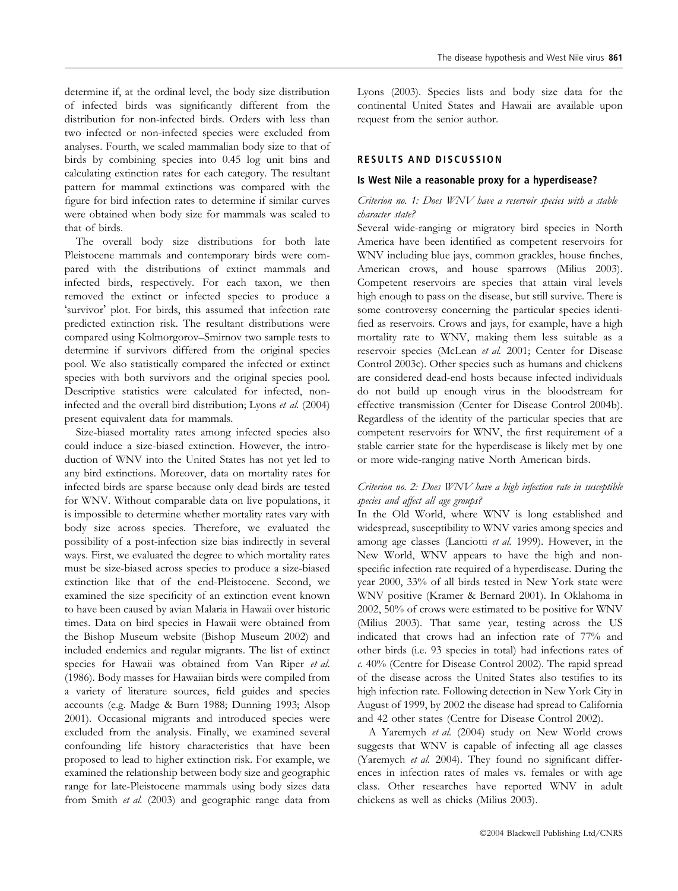determine if, at the ordinal level, the body size distribution of infected birds was significantly different from the distribution for non-infected birds. Orders with less than two infected or non-infected species were excluded from analyses. Fourth, we scaled mammalian body size to that of birds by combining species into 0.45 log unit bins and calculating extinction rates for each category. The resultant pattern for mammal extinctions was compared with the figure for bird infection rates to determine if similar curves were obtained when body size for mammals was scaled to that of birds.

The overall body size distributions for both late Pleistocene mammals and contemporary birds were compared with the distributions of extinct mammals and infected birds, respectively. For each taxon, we then removed the extinct or infected species to produce a 'survivor' plot. For birds, this assumed that infection rate predicted extinction risk. The resultant distributions were compared using Kolmorgorov–Smirnov two sample tests to determine if survivors differed from the original species pool. We also statistically compared the infected or extinct species with both survivors and the original species pool. Descriptive statistics were calculated for infected, non-infected and the overall bird distribution; Lyons *et al.* (2004) present equivalent data for mammals.

Size-biased mortality rates among infected species also could induce a size-biased extinction. However, the introduction of WNV into the United States has not yet led to any bird extinctions. Moreover, data on mortality rates for infected birds are sparse because only dead birds are tested for WNV. Without comparable data on live populations, it is impossible to determine whether mortality rates vary with body size across species. Therefore, we evaluated the possibility of a post-infection size bias indirectly in several ways. First, we evaluated the degree to which mortality rates must be size-biased across species to produce a size-biased extinction like that of the end-Pleistocene. Second, we examined the size specificity of an extinction event known to have been caused by avian Malaria in Hawaii over historic times. Data on bird species in Hawaii were obtained from the Bishop Museum website (Bishop Museum 2002) and included endemics and regular migrants. The list of extinct species for Hawaii was obtained from Van Riper *et al.* (1986). Body masses for Hawaiian birds were compiled from a variety of literature sources, field guides and species accounts (e.g. Madge & Burn 1988; Dunning 1993; Alsop 2001). Occasional migrants and introduced species were excluded from the analysis. Finally, we examined several confounding life history characteristics that have been proposed to lead to higher extinction risk. For example, we examined the relationship between body size and geographic range for late-Pleistocene mammals using body sizes data from Smith *et al.* (2003) and geographic range data from Lyons (2003). Species lists and body size data for the continental United States and Hawaii are available upon request from the senior author.

## RESULTS AND DISCUSSION

### Is West Nile a reasonable proxy for a hyperdisease?

*Criterion no. 1: Does WNV have a reservoir species with a stable character state?*

Several wide-ranging or migratory bird species in North America have been identified as competent reservoirs for WNV including blue jays, common grackles, house finches, American crows, and house sparrows (Milius 2003). Competent reservoirs are species that attain viral levels high enough to pass on the disease, but still survive. There is some controversy concerning the particular species identified as reservoirs. Crows and jays, for example, have a high mortality rate to WNV, making them less suitable as a reservoir species (McLean *et al.* 2001; Center for Disease Control 2003c). Other species such as humans and chickens are considered dead-end hosts because infected individuals do not build up enough virus in the bloodstream for effective transmission (Center for Disease Control 2004b). Regardless of the identity of the particular species that are competent reservoirs for WNV, the first requirement of a stable carrier state for the hyperdisease is likely met by one or more wide-ranging native North American birds.

*Criterion no. 2: Does WNV have a high infection rate in susceptible species and affect all age groups?*

In the Old World, where WNV is long established and widespread, susceptibility to WNV varies among species and among age classes (Lanciotti *et al.* 1999). However, in the New World, WNV appears to have the high and non-specific infection rate required of a hyperdisease. During the year 2000, 33% of all birds tested in New York state were WNV positive (Kramer & Bernard 2001). In Oklahoma in 2002, 50% of crows were estimated to be positive for WNV (Milius 2003). That same year, testing across the US indicated that crows had an infection rate of 77% and other birds (i.e. 93 species in total) had infections rates of *c.* 40% (Centre for Disease Control 2002). The rapid spread of the disease across the United States also testifies to its high infection rate. Following detection in New York City in August of 1999, by 2002 the disease had spread to California and 42 other states (Centre for Disease Control 2002).

A Yaremych *et al.* (2004) study on New World crows suggests that WNV is capable of infecting all age classes (Yaremych *et al.* 2004). They found no significant differences in infection rates of males vs. females or with age class. Other researches have reported WNV in adult chickens as well as chicks (Milius 2003).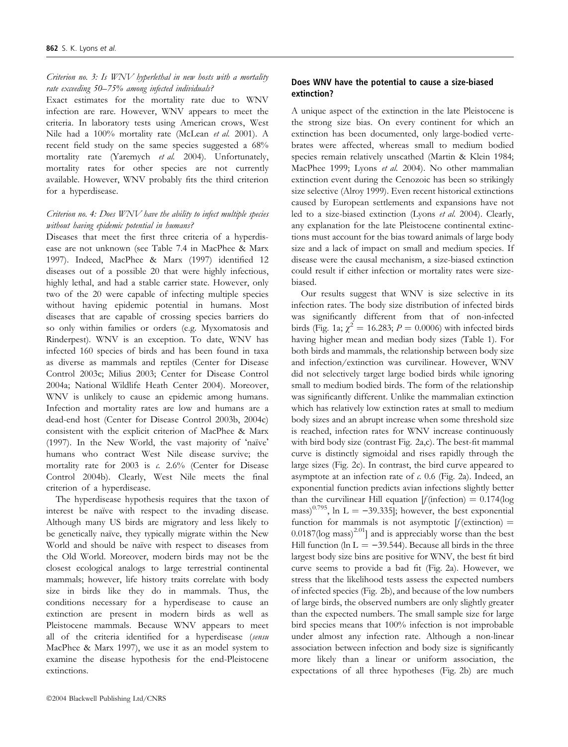*Criterion no. 3: Is WNV hyperlethal in new hosts with a mortality rate exceeding 50–75% among infected individuals?*

Exact estimates for the mortality rate due to WNV infection are rare. However, WNV appears to meet the criteria. In laboratory tests using American crows, West Nile had a 100% mortality rate (McLean *et al.* 2001). A recent field study on the same species suggested a 68% mortality rate (Yaremych *et al.* 2004). Unfortunately, mortality rates for other species are not currently available. However, WNV probably fits the third criterion for a hyperdisease.

*Criterion no. 4: Does WNV have the ability to infect multiple species without having epidemic potential in humans?*

Diseases that meet the first three criteria of a hyperdisease are not unknown (see Table 7.4 in MacPhee & Marx 1997). Indeed, MacPhee & Marx (1997) identified 12 diseases out of a possible 20 that were highly infectious, highly lethal, and had a stable carrier state. However, only two of the 20 were capable of infecting multiple species without having epidemic potential in humans. Most diseases that are capable of crossing species barriers do so only within families or orders (e.g. Myxomatosis and Rinderpest). WNV is an exception. To date, WNV has infected 160 species of birds and has been found in taxa as diverse as mammals and reptiles (Center for Disease Control 2003c; Milius 2003; Center for Disease Control 2004a; National Wildlife Heath Center 2004). Moreover, WNV is unlikely to cause an epidemic among humans. Infection and mortality rates are low and humans are a dead-end host (Center for Disease Control 2003b, 2004c) consistent with the explicit criterion of MacPhee & Marx (1997). In the New World, the vast majority of 'naïve' humans who contract West Nile disease survive; the mortality rate for 2003 is *c.* 2.6% (Center for Disease Control 2004b). Clearly, West Nile meets the final criterion of a hyperdisease.

The hyperdisease hypothesis requires that the taxon of interest be naïve with respect to the invading disease. Although many US birds are migratory and less likely to be genetically naïve, they typically migrate within the New World and should be naïve with respect to diseases from the Old World. Moreover, modern birds may not be the closest ecological analogs to large terrestrial continental mammals; however, life history traits correlate with body size in birds like they do in mammals. Thus, the conditions necessary for a hyperdisease to cause an extinction are present in modern birds as well as Pleistocene mammals. Because WNV appears to meet all of the criteria identified for a hyperdisease (*sensu* MacPhee & Marx 1997), we use it as an model system to examine the disease hypothesis for the end-Pleistocene extinctions.

## Does WNV have the potential to cause a size-biased extinction?

A unique aspect of the extinction in the late Pleistocene is the strong size bias. On every continent for which an extinction has been documented, only large-bodied vertebrates were affected, whereas small to medium bodied species remain relatively unscathed (Martin & Klein 1984; MacPhee 1999; Lyons *et al.* 2004). No other mammalian extinction event during the Cenozoic has been so strikingly size selective (Alroy 1999). Even recent historical extinctions caused by European settlements and expansions have not led to a size-biased extinction (Lyons *et al.* 2004). Clearly, any explanation for the late Pleistocene continental extinctions must account for the bias toward animals of large body size and a lack of impact on small and medium species. If disease were the causal mechanism, a size-biased extinction could result if either infection or mortality rates were size-biased.

Our results suggest that WNV is size selective in its infection rates. The body size distribution of infected birds was significantly different from that of non-infected birds (Fig. 1a; $\chi^2 = 16.283$; $P = 0.0006$) with infected birds having higher mean and median body sizes (Table 1). For both birds and mammals, the relationship between body size and infection/extinction was curvilinear. However, WNV did not selectively target large bodied birds while ignoring small to medium bodied birds. The form of the relationship was significantly different. Unlike the mammalian extinction which has relatively low extinction rates at small to medium body sizes and an abrupt increase when some threshold size is reached, infection rates for WNV increase continuously with bird body size (contrast Fig. 2a,c). The best-fit mammal curve is distinctly sigmoidal and rises rapidly through the large sizes (Fig. 2c). In contrast, the bird curve appeared to asymptote at an infection rate of *c.* 0.6 (Fig. 2a). Indeed, an exponential function predicts avian infections slightly better than the curvilinear Hill equation [$f(\text{infection}) = 0.174(\log \text{mass})^{0.795}$, $\ln L = -39.335$]; however, the best exponential function for mammals is not asymptotic [$f(\text{extinction}) = 0.0187(\log \text{mass})^{2.01}$] and is appreciably worse than the best Hill function ($\ln L = -39.544$). Because all birds in the three largest body size bins are positive for WNV, the best fit bird curve seems to provide a bad fit (Fig. 2a). However, we stress that the likelihood tests assess the expected numbers of infected species (Fig. 2b), and because of the low numbers of large birds, the observed numbers are only slightly greater than the expected numbers. The small sample size for large bird species means that 100% infection is not improbable under almost any infection rate. Although a non-linear association between infection and body size is significantly more likely than a linear or uniform association, the expectations of all three hypotheses (Fig. 2b) are much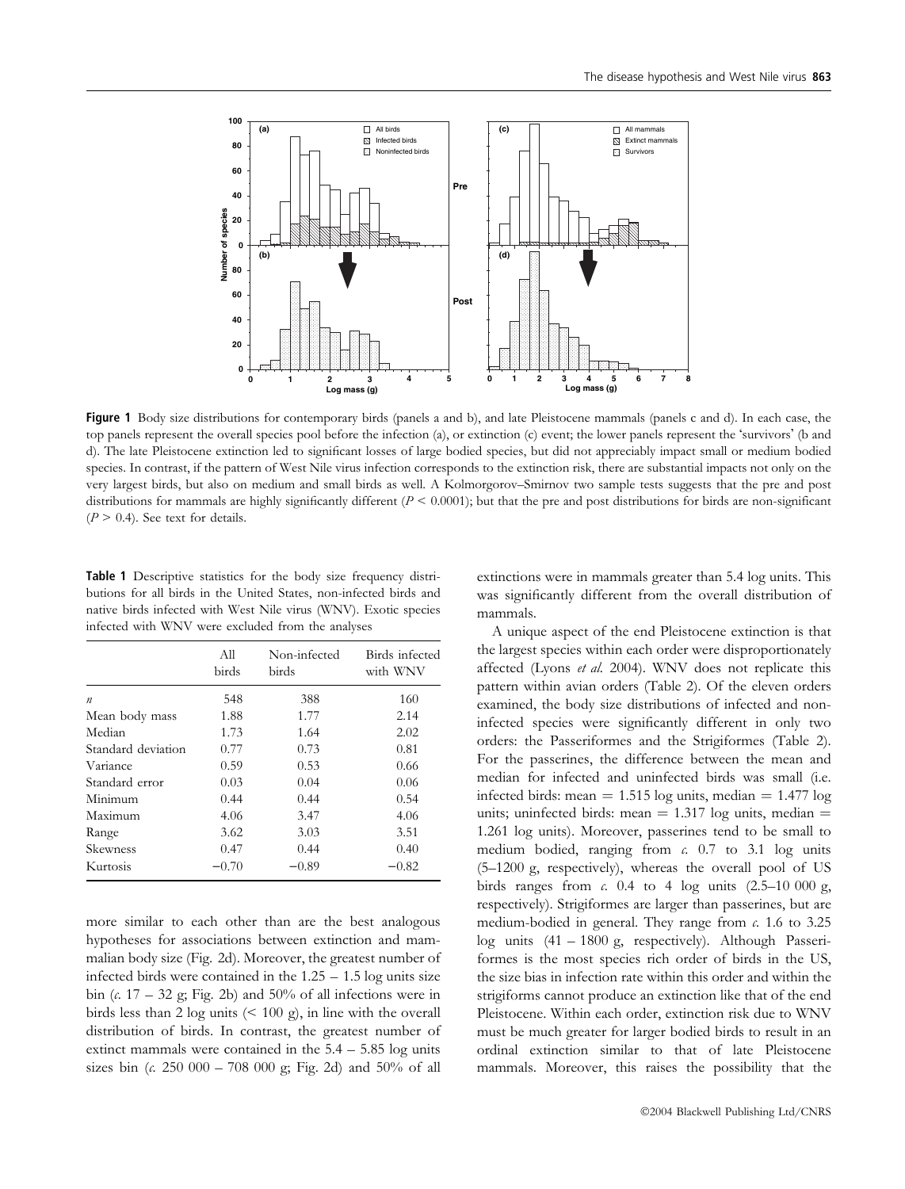**Figure 1** Body size distributions for contemporary birds (panels a and b), and late Pleistocene mammals (panels c and d). In each case, the top panels represent the overall species pool before the infection (a), or extinction (c) event; the lower panels represent the 'survivors' (b and d). The late Pleistocene extinction led to significant losses of large bodied species, but did not appreciably impact small or medium bodied species. In contrast, if the pattern of West Nile virus infection corresponds to the extinction risk, there are substantial impacts not only on the very largest birds, but also on medium and small birds as well. A Kolmorgorov–Smirnov two sample tests suggests that the pre and post distributions for mammals are highly significantly different ($P < 0.0001$); but that the pre and post distributions for birds are non-significant ($P > 0.4$). See text for details.

**Table 1** Descriptive statistics for the body size frequency distributions for all birds in the United States, non-infected birds and native birds infected with West Nile virus (WNV). Exotic species infected with WNV were excluded from the analyses

| | All birds | Non-infected birds | Birds infected with WNV |
|---|---|---|---|
| *n* | 548 | 388 | 160 |
| Mean body mass | 1.88 | 1.77 | 2.14 |
| Median | 1.73 | 1.64 | 2.02 |
| Standard deviation | 0.77 | 0.73 | 0.81 |
| Variance | 0.59 | 0.53 | 0.66 |
| Standard error | 0.03 | 0.04 | 0.06 |
| Minimum | 0.44 | 0.44 | 0.54 |
| Maximum | 4.06 | 3.47 | 4.06 |
| Range | 3.62 | 3.03 | 3.51 |
| Skewness | 0.47 | 0.44 | 0.40 |
| Kurtosis | −0.70 | −0.89 | −0.82 |

more similar to each other than are the best analogous hypotheses for associations between extinction and mammalian body size (Fig. 2d). Moreover, the greatest number of infected birds were contained in the 1.25 – 1.5 log units size bin (*c.* 17 – 32 g; Fig. 2b) and 50% of all infections were in birds less than 2 log units (< 100 g), in line with the overall distribution of birds. In contrast, the greatest number of extinct mammals were contained in the 5.4 – 5.85 log units sizes bin (*c.* 250 000 – 708 000 g; Fig. 2d) and 50% of all extinctions were in mammals greater than 5.4 log units. This was significantly different from the overall distribution of mammals.

A unique aspect of the end Pleistocene extinction is that the largest species within each order were disproportionately affected (Lyons *et al.* 2004). WNV does not replicate this pattern within avian orders (Table 2). Of the eleven orders examined, the body size distributions of infected and non-infected species were significantly different in only two orders: the Passeriformes and the Strigiformes (Table 2). For the passerines, the difference between the mean and median for infected and uninfected birds was small (i.e. infected birds: mean = 1.515 log units, median = 1.477 log units; uninfected birds: mean = 1.317 log units, median = 1.261 log units). Moreover, passerines tend to be small to medium bodied, ranging from *c.* 0.7 to 3.1 log units (5–1200 g, respectively), whereas the overall pool of US birds ranges from *c.* 0.4 to 4 log units (2.5–10 000 g, respectively). Strigiformes are larger than passerines, but are medium-bodied in general. They range from *c.* 1.6 to 3.25 log units (41 – 1800 g, respectively). Although Passeriformes is the most species rich order of birds in the US, the size bias in infection rate within this order and within the strigiforms cannot produce an extinction like that of the end Pleistocene. Within each order, extinction risk due to WNV must be much greater for larger bodied birds to result in an ordinal extinction similar to that of late Pleistocene mammals. Moreover, this raises the possibility that the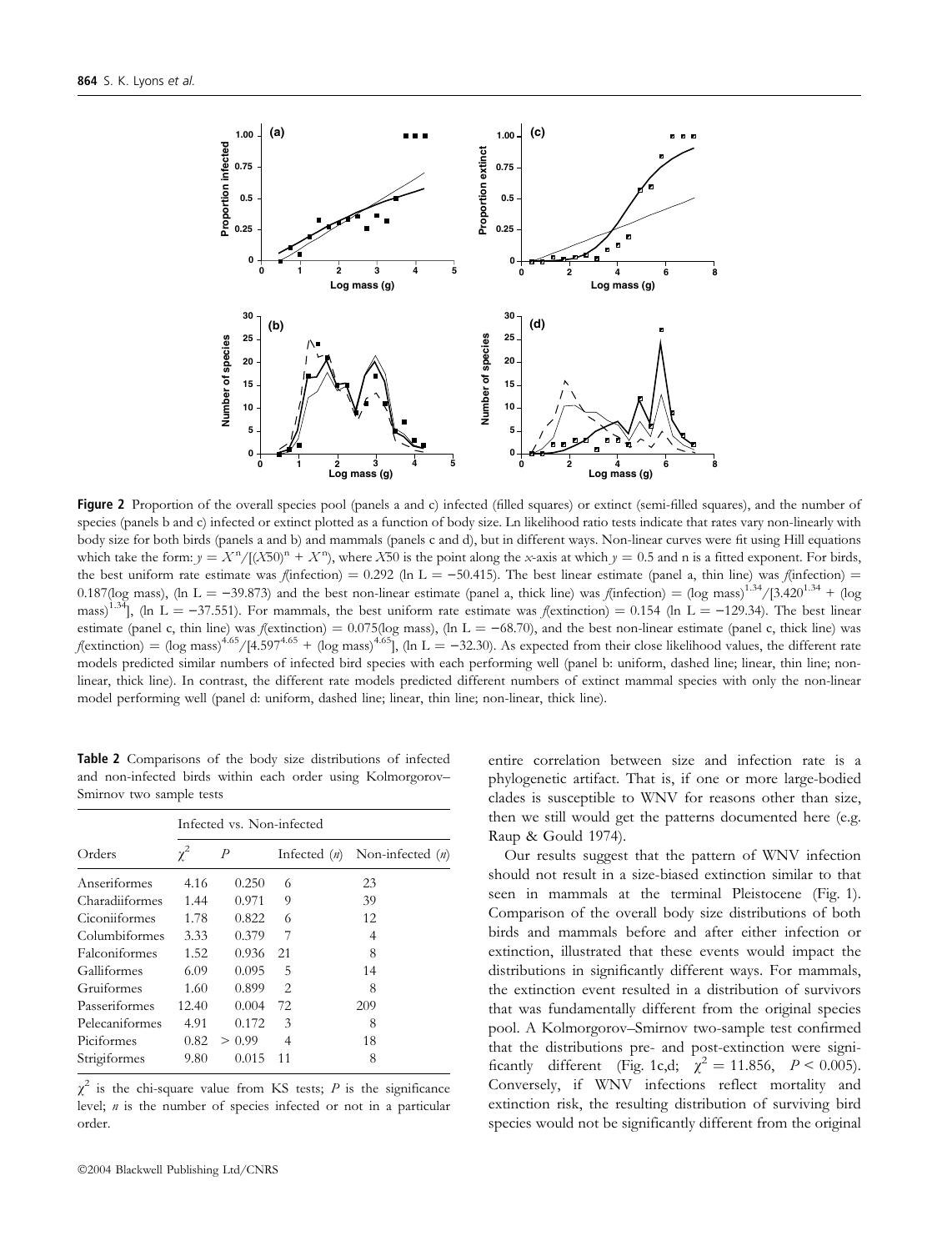Figure 2 Proportion of the overall species pool (panels a and c) infected (filled squares) or extinct (semi-filled squares), and the number of species (panels b and c) infected or extinct plotted as a function of body size. Ln likelihood ratio tests indicate that rates vary non-linearly with body size for both birds (panels a and b) and mammals (panels c and d), but in different ways. Non-linear curves were fit using Hill equations which take the form: $y = X^n/[(X50)^n + X^n)$, where $X50$ is the point along the $x$-axis at which $y = 0.5$ and n is a fitted exponent. For birds, the best uniform rate estimate was $f(\text{infection}) = 0.292$ (ln L = −50.415). The best linear estimate (panel a, thin line) was $f(\text{infection}) = 0.187(\log \text{mass})$, (ln L = −39.873) and the best non-linear estimate (panel a, thick line) was $f(\text{infection}) = (\log \text{mass})^{1.34}/[3.420^{1.34} + (\log \text{mass})^{1.34}]$, (ln L = −37.551). For mammals, the best uniform rate estimate was $f(\text{extinction}) = 0.154$ (ln L = −129.34). The best linear estimate (panel c, thin line) was $f(\text{extinction}) = 0.075(\log \text{mass})$, (ln L = −68.70), and the best non-linear estimate (panel c, thick line) was $f(\text{extinction}) = (\log \text{mass})^{4.65}/[4.597^{4.65} + (\log \text{mass})^{4.65}]$, (ln L = −32.30). As expected from their close likelihood values, the different rate models predicted similar numbers of infected bird species with each performing well (panel b: uniform, dashed line; linear, thin line; non-linear, thick line). In contrast, the different rate models predicted different numbers of extinct mammal species with only the non-linear model performing well (panel d: uniform, dashed line; linear, thin line; non-linear, thick line).

**Table 2** Comparisons of the body size distributions of infected and non-infected birds within each order using Kolmorgorov–Smirnov two sample tests

| Orders | Infected vs. Non-infected | | | |
|---|---|---|---|---|
| | $\chi^2$ | $P$ | Infected ($n$) | Non-infected ($n$) |
| Anseriformes | 4.16 | 0.250 | 6 | 23 |
| Charadiiformes | 1.44 | 0.971 | 9 | 39 |
| Ciconiiformes | 1.78 | 0.822 | 6 | 12 |
| Columbiformes | 3.33 | 0.379 | 7 | 4 |
| Falconiformes | 1.52 | 0.936 | 21 | 8 |
| Galliformes | 6.09 | 0.095 | 5 | 14 |
| Gruiformes | 1.60 | 0.899 | 2 | 8 |
| Passeriformes | 12.40 | 0.004 | 72 | 209 |
| Pelecaniformes | 4.91 | 0.172 | 3 | 8 |
| Piciformes | 0.82 | > 0.99 | 4 | 18 |
| Strigiformes | 9.80 | 0.015 | 11 | 8 |

$\chi^2$ is the chi-square value from KS tests; $P$ is the significance level; $n$ is the number of species infected or not in a particular order.

entire correlation between size and infection rate is a phylogenetic artifact. That is, if one or more large-bodied clades is susceptible to WNV for reasons other than size, then we still would get the patterns documented here (e.g. Raup & Gould 1974).

Our results suggest that the pattern of WNV infection should not result in a size-biased extinction similar to that seen in mammals at the terminal Pleistocene (Fig. 1). Comparison of the overall body size distributions of both birds and mammals before and after either infection or extinction, illustrated that these events would impact the distributions in significantly different ways. For mammals, the extinction event resulted in a distribution of survivors that was fundamentally different from the original species pool. A Kolmorgorov–Smirnov two-sample test confirmed that the distributions pre- and post-extinction were significantly different (Fig. 1c,d; $\chi^2 = 11.856$, $P < 0.005$). Conversely, if WNV infections reflect mortality and extinction risk, the resulting distribution of surviving bird species would not be significantly different from the original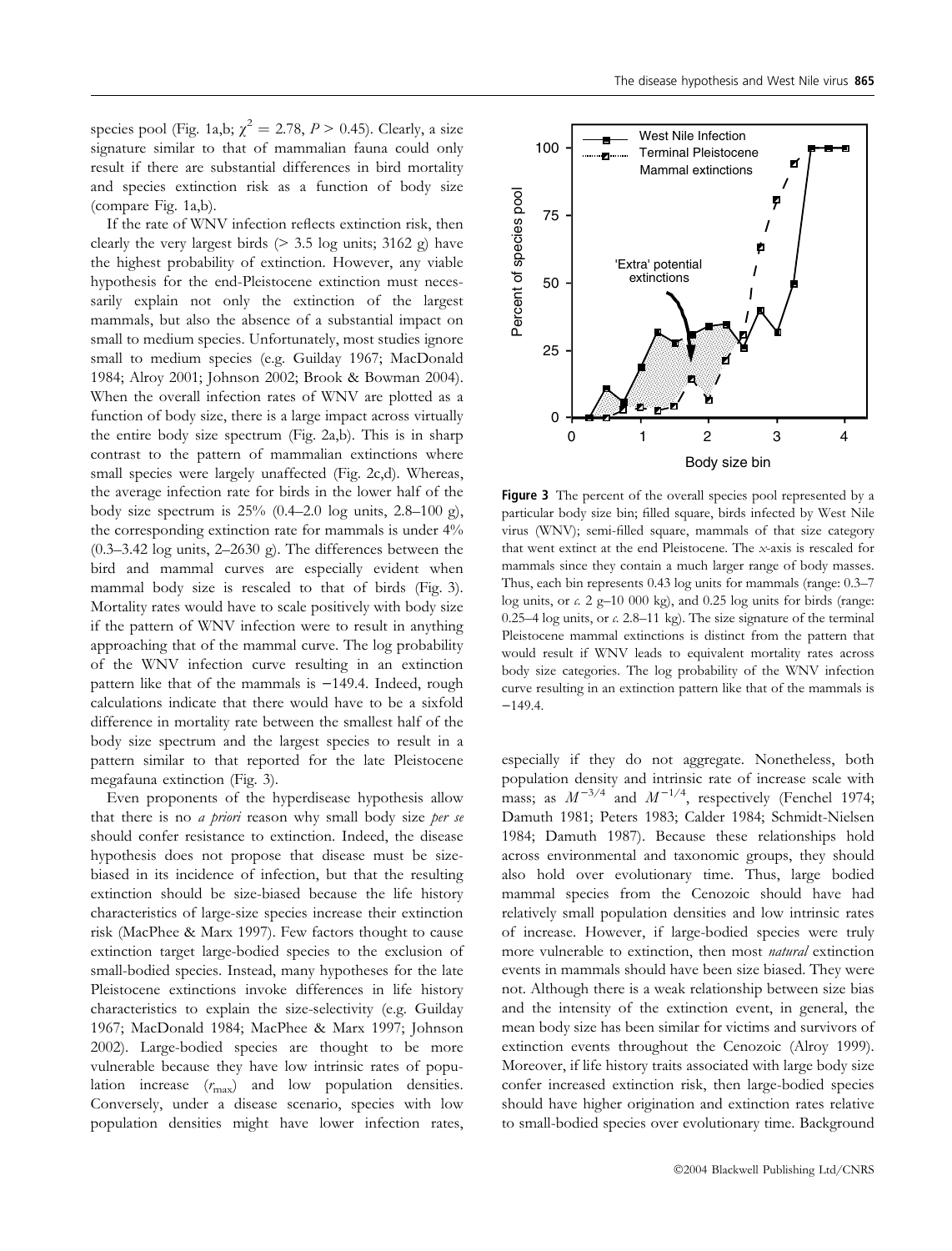species pool (Fig. 1a,b; $\chi^2 = 2.78$, $P > 0.45$). Clearly, a size signature similar to that of mammalian fauna could only result if there are substantial differences in bird mortality and species extinction risk as a function of body size (compare Fig. 1a,b).

If the rate of WNV infection reflects extinction risk, then clearly the very largest birds (> 3.5 log units; 3162 g) have the highest probability of extinction. However, any viable hypothesis for the end-Pleistocene extinction must necessarily explain not only the extinction of the largest mammals, but also the absence of a substantial impact on small to medium species. Unfortunately, most studies ignore small to medium species (e.g. Guilday 1967; MacDonald 1984; Alroy 2001; Johnson 2002; Brook & Bowman 2004). When the overall infection rates of WNV are plotted as a function of body size, there is a large impact across virtually the entire body size spectrum (Fig. 2a,b). This is in sharp contrast to the pattern of mammalian extinctions where small species were largely unaffected (Fig. 2c,d). Whereas, the average infection rate for birds in the lower half of the body size spectrum is 25% (0.4–2.0 log units, 2.8–100 g), the corresponding extinction rate for mammals is under 4% (0.3–3.42 log units, 2–2630 g). The differences between the bird and mammal curves are especially evident when mammal body size is rescaled to that of birds (Fig. 3). Mortality rates would have to scale positively with body size if the pattern of WNV infection were to result in anything approaching that of the mammal curve. The log probability of the WNV infection curve resulting in an extinction pattern like that of the mammals is −149.4. Indeed, rough calculations indicate that there would have to be a sixfold difference in mortality rate between the smallest half of the body size spectrum and the largest species to result in a pattern similar to that reported for the late Pleistocene megafauna extinction (Fig. 3).

Even proponents of the hyperdisease hypothesis allow that there is no *a priori* reason why small body size *per se* should confer resistance to extinction. Indeed, the disease hypothesis does not propose that disease must be size-biased in its incidence of infection, but that the resulting extinction should be size-biased because the life history characteristics of large-size species increase their extinction risk (MacPhee & Marx 1997). Few factors thought to cause extinction target large-bodied species to the exclusion of small-bodied species. Instead, many hypotheses for the late Pleistocene extinctions invoke differences in life history characteristics to explain the size-selectivity (e.g. Guilday 1967; MacDonald 1984; MacPhee & Marx 1997; Johnson 2002). Large-bodied species are thought to be more vulnerable because they have low intrinsic rates of population increase ($r_{max}$) and low population densities. Conversely, under a disease scenario, species with low population densities might have lower infection rates, especially if they do not aggregate. Nonetheless, both population density and intrinsic rate of increase scale with mass; as $M^{-3/4}$ and $M^{-1/4}$, respectively (Fenchel 1974; Damuth 1981; Peters 1983; Calder 1984; Schmidt-Nielsen 1984; Damuth 1987). Because these relationships hold across environmental and taxonomic groups, they should also hold over evolutionary time. Thus, large bodied mammal species from the Cenozoic should have had relatively small population densities and low intrinsic rates of increase. However, if large-bodied species were truly more vulnerable to extinction, then most *natural* extinction events in mammals should have been size biased. They were not. Although there is a weak relationship between size bias and the intensity of the extinction event, in general, the mean body size has been similar for victims and survivors of extinction events throughout the Cenozoic (Alroy 1999). Moreover, if life history traits associated with large body size confer increased extinction risk, then large-bodied species should have higher origination and extinction rates relative to small-bodied species over evolutionary time. Background

**Figure 3** The percent of the overall species pool represented by a particular body size bin; filled square, birds infected by West Nile virus (WNV); semi-filled square, mammals of that size category that went extinct at the end Pleistocene. The *x*-axis is rescaled for mammals since they contain a much larger range of body masses. Thus, each bin represents 0.43 log units for mammals (range: 0.3–7 log units, or *c.* 2 g–10 000 kg), and 0.25 log units for birds (range: 0.25–4 log units, or *c.* 2.8–11 kg). The size signature of the terminal Pleistocene mammal extinctions is distinct from the pattern that would result if WNV leads to equivalent mortality rates across body size categories. The log probability of the WNV infection curve resulting in an extinction pattern like that of the mammals is −149.4.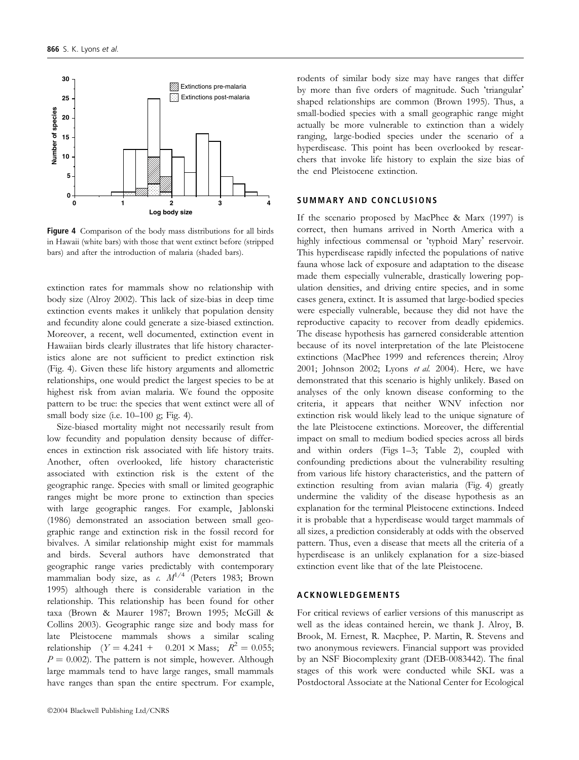**Figure 4** Comparison of the body mass distributions for all birds in Hawaii (white bars) with those that went extinct before (stripped bars) and after the introduction of malaria (shaded bars).

extinction rates for mammals show no relationship with body size (Alroy 2002). This lack of size-bias in deep time extinction events makes it unlikely that population density and fecundity alone could generate a size-biased extinction. Moreover, a recent, well documented, extinction event in Hawaiian birds clearly illustrates that life history characteristics alone are not sufficient to predict extinction risk (Fig. 4). Given these life history arguments and allometric relationships, one would predict the largest species to be at highest risk from avian malaria. We found the opposite pattern to be true: the species that went extinct were all of small body size (i.e. 10–100 g; Fig. 4).

Size-biased mortality might not necessarily result from low fecundity and population density because of differences in extinction risk associated with life history traits. Another, often overlooked, life history characteristic associated with extinction risk is the extent of the geographic range. Species with small or limited geographic ranges might be more prone to extinction than species with large geographic ranges. For example, Jablonski (1986) demonstrated an association between small geographic range and extinction risk in the fossil record for bivalves. A similar relationship might exist for mammals and birds. Several authors have demonstrated that geographic range varies predictably with contemporary mammalian body size, as *c.* $M^{1/4}$ (Peters 1983; Brown 1995) although there is considerable variation in the relationship. This relationship has been found for other taxa (Brown & Maurer 1987; Brown 1995; McGill & Collins 2003). Geographic range size and body mass for late Pleistocene mammals shows a similar scaling relationship ($Y = 4.241 + 0.201 \times \text{Mass}$; $R^2 = 0.055$; $P = 0.002$). The pattern is not simple, however. Although large mammals tend to have large ranges, small mammals have ranges than span the entire spectrum. For example, rodents of similar body size may have ranges that differ by more than five orders of magnitude. Such 'triangular' shaped relationships are common (Brown 1995). Thus, a small-bodied species with a small geographic range might actually be more vulnerable to extinction than a widely ranging, large-bodied species under the scenario of a hyperdisease. This point has been overlooked by researchers that invoke life history to explain the size bias of the end Pleistocene extinction.

## SUMMARY AND CONCLUSIONS

If the scenario proposed by MacPhee & Marx (1997) is correct, then humans arrived in North America with a highly infectious commensal or 'typhoid Mary' reservoir. This hyperdisease rapidly infected the populations of native fauna whose lack of exposure and adaptation to the disease made them especially vulnerable, drastically lowering population densities, and driving entire species, and in some cases genera, extinct. It is assumed that large-bodied species were especially vulnerable, because they did not have the reproductive capacity to recover from deadly epidemics. The disease hypothesis has garnered considerable attention because of its novel interpretation of the late Pleistocene extinctions (MacPhee 1999 and references therein; Alroy 2001; Johnson 2002; Lyons *et al.* 2004). Here, we have demonstrated that this scenario is highly unlikely. Based on analyses of the only known disease conforming to the criteria, it appears that neither WNV infection nor extinction risk would likely lead to the unique signature of the late Pleistocene extinctions. Moreover, the differential impact on small to medium bodied species across all birds and within orders (Figs 1–3; Table 2), coupled with confounding predictions about the vulnerability resulting from various life history characteristics, and the pattern of extinction resulting from avian malaria (Fig. 4) greatly undermine the validity of the disease hypothesis as an explanation for the terminal Pleistocene extinctions. Indeed it is probable that a hyperdisease would target mammals of all sizes, a prediction considerably at odds with the observed pattern. Thus, even a disease that meets all the criteria of a hyperdisease is an unlikely explanation for a size-biased extinction event like that of the late Pleistocene.

## ACKNOWLEDGEMENTS

For critical reviews of earlier versions of this manuscript as well as the ideas contained herein, we thank J. Alroy, B. Brook, M. Ernest, R. Macphee, P. Martin, R. Stevens and two anonymous reviewers. Financial support was provided by an NSF Biocomplexity grant (DEB-0083442). The final stages of this work were conducted while SKL was a Postdoctoral Associate at the National Center for Ecological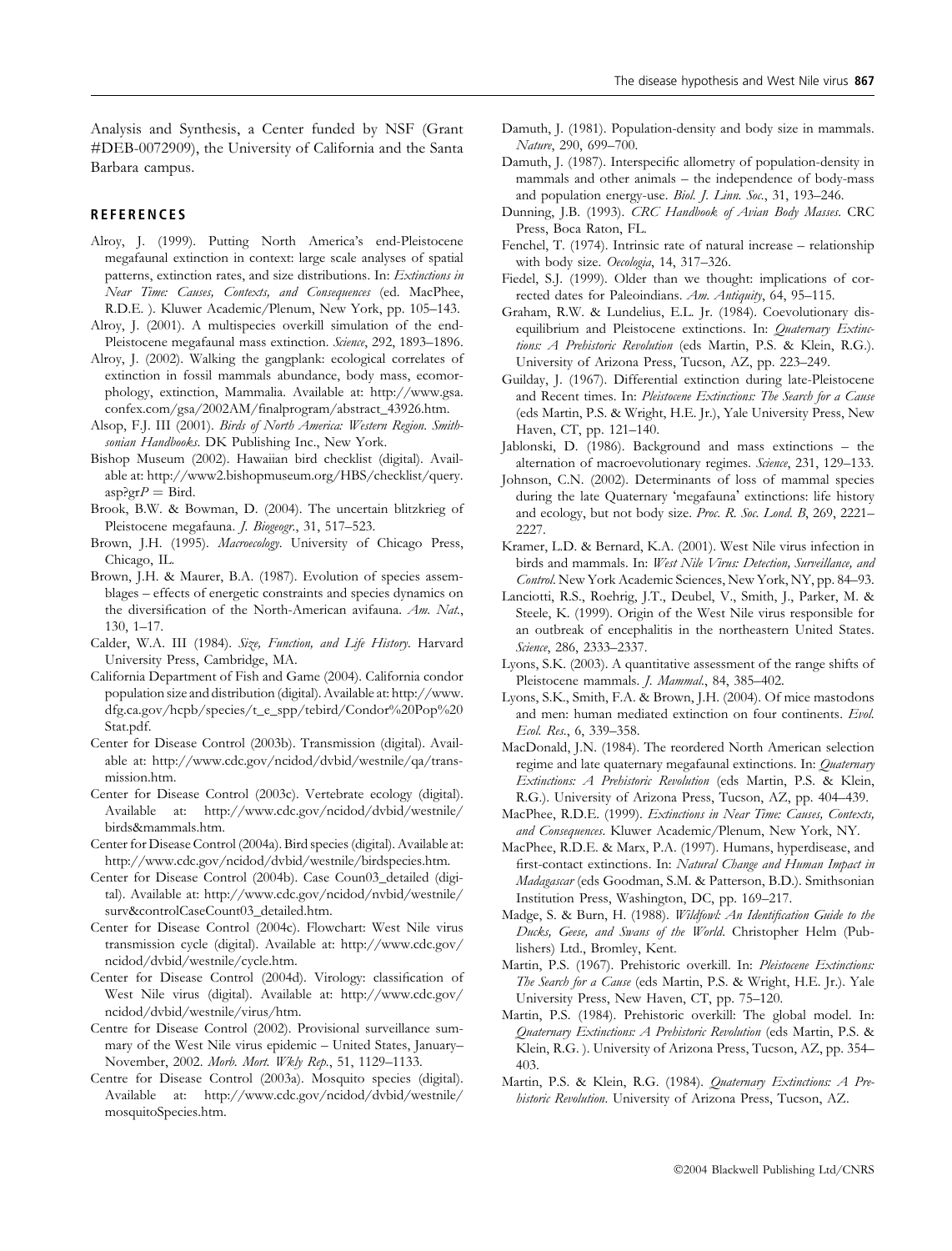Analysis and Synthesis, a Center funded by NSF (Grant #DEB-0072909), the University of California and the Santa Barbara campus.

## REFERENCES

Alroy, J. (1999). Putting North America's end-Pleistocene megafaunal extinction in context: large scale analyses of spatial patterns, extinction rates, and size distributions. In: *Extinctions in Near Time: Causes, Contexts, and Consequences* (ed. MacPhee, R.D.E. ). Kluwer Academic/Plenum, New York, pp. 105–143.

Alroy, J. (2001). A multispecies overkill simulation of the end-Pleistocene megafaunal mass extinction. *Science*, 292, 1893–1896.

Alroy, J. (2002). Walking the gangplank: ecological correlates of extinction in fossil mammals abundance, body mass, ecomorphology, extinction, Mammalia. Available at: http://www.gsa.confex.com/gsa/2002AM/finalprogram/abstract_43926.htm.

Alsop, F.J. III (2001). *Birds of North America: Western Region. Smithsonian Handbooks*. DK Publishing Inc., New York.

Bishop Museum (2002). Hawaiian bird checklist (digital). Available at: http://www2.bishopmuseum.org/HBS/checklist/query.asp?grP = Bird.

Brook, B.W. & Bowman, D. (2004). The uncertain blitzkrieg of Pleistocene megafauna. *J. Biogeogr.*, 31, 517–523.

Brown, J.H. (1995). *Macroecology*. University of Chicago Press, Chicago, IL.

Brown, J.H. & Maurer, B.A. (1987). Evolution of species assemblages – effects of energetic constraints and species dynamics on the diversification of the North-American avifauna. *Am. Nat.*, 130, 1–17.

Calder, W.A. III (1984). *Size, Function, and Life History*. Harvard University Press, Cambridge, MA.

California Department of Fish and Game (2004). California condor population size and distribution (digital). Available at: http://www.dfg.ca.gov/hcpb/species/t_e_spp/tebird/Condor%20Pop%20Stat.pdf.

Center for Disease Control (2003b). Transmission (digital). Available at: http://www.cdc.gov/ncidod/dvbid/westnile/qa/transmission.htm.

Center for Disease Control (2003c). Vertebrate ecology (digital). Available at: http://www.cdc.gov/ncidod/dvbid/westnile/birds&mammals.htm.

Center for Disease Control (2004a). Bird species (digital). Available at: http://www.cdc.gov/ncidod/dvbid/westnile/birdspecies.htm.

Center for Disease Control (2004b). Case Coun03_detailed (digital). Available at: http://www.cdc.gov/ncidod/nvbid/westnile/surv&controlCaseCount03_detailed.htm.

Center for Disease Control (2004c). Flowchart: West Nile virus transmission cycle (digital). Available at: http://www.cdc.gov/ncidod/dvbid/westnile/cycle.htm.

Center for Disease Control (2004d). Virology: classification of West Nile virus (digital). Available at: http://www.cdc.gov/ncidod/dvbid/westnile/virus/htm.

Centre for Disease Control (2002). Provisional surveillance summary of the West Nile virus epidemic – United States, January–November, 2002. *Morb. Mort. Wkly Rep.*, 51, 1129–1133.

Centre for Disease Control (2003a). Mosquito species (digital). Available at: http://www.cdc.gov/ncidod/dvbid/westnile/mosquitoSpecies.htm.

Damuth, J. (1981). Population-density and body size in mammals. *Nature*, 290, 699–700.

Damuth, J. (1987). Interspecific allometry of population-density in mammals and other animals – the independence of body-mass and population energy-use. *Biol. J. Linn. Soc.*, 31, 193–246.

Dunning, J.B. (1993). *CRC Handbook of Avian Body Masses*. CRC Press, Boca Raton, FL.

Fenchel, T. (1974). Intrinsic rate of natural increase – relationship with body size. *Oecologia*, 14, 317–326.

Fiedel, S.J. (1999). Older than we thought: implications of corrected dates for Paleoindians. *Am. Antiquity*, 64, 95–115.

Graham, R.W. & Lundelius, E.L. Jr. (1984). Coevolutionary disequilibrium and Pleistocene extinctions. In: *Quaternary Extinctions: A Prehistoric Revolution* (eds Martin, P.S. & Klein, R.G.). University of Arizona Press, Tucson, AZ, pp. 223–249.

Guilday, J. (1967). Differential extinction during late-Pleistocene and Recent times. In: *Pleistocene Extinctions: The Search for a Cause* (eds Martin, P.S. & Wright, H.E. Jr.), Yale University Press, New Haven, CT, pp. 121–140.

Jablonski, D. (1986). Background and mass extinctions – the alternation of macroevolutionary regimes. *Science*, 231, 129–133.

Johnson, C.N. (2002). Determinants of loss of mammal species during the late Quaternary 'megafauna' extinctions: life history and ecology, but not body size. *Proc. R. Soc. Lond. B*, 269, 2221–2227.

Kramer, L.D. & Bernard, K.A. (2001). West Nile virus infection in birds and mammals. In: *West Nile Virus: Detection, Surveillance, and Control*. New York Academic Sciences, New York, NY, pp. 84–93.

Lanciotti, R.S., Roehrig, J.T., Deubel, V., Smith, J., Parker, M. & Steele, K. (1999). Origin of the West Nile virus responsible for an outbreak of encephalitis in the northeastern United States. *Science*, 286, 2333–2337.

Lyons, S.K. (2003). A quantitative assessment of the range shifts of Pleistocene mammals. *J. Mammal.*, 84, 385–402.

Lyons, S.K., Smith, F.A. & Brown, J.H. (2004). Of mice mastodons and men: human mediated extinction on four continents. *Evol. Ecol. Res.*, 6, 339–358.

MacDonald, J.N. (1984). The reordered North American selection regime and late quaternary megafaunal extinctions. In: *Quaternary Extinctions: A Prehistoric Revolution* (eds Martin, P.S. & Klein, R.G.). University of Arizona Press, Tucson, AZ, pp. 404–439.

MacPhee, R.D.E. (1999). *Extinctions in Near Time: Causes, Contexts, and Consequences*. Kluwer Academic/Plenum, New York, NY.

MacPhee, R.D.E. & Marx, P.A. (1997). Humans, hyperdisease, and first-contact extinctions. In: *Natural Change and Human Impact in Madagascar* (eds Goodman, S.M. & Patterson, B.D.). Smithsonian Institution Press, Washington, DC, pp. 169–217.

Madge, S. & Burn, H. (1988). *Wildfowl: An Identification Guide to the Ducks, Geese, and Swans of the World*. Christopher Helm (Publishers) Ltd., Bromley, Kent.

Martin, P.S. (1967). Prehistoric overkill. In: *Pleistocene Extinctions: The Search for a Cause* (eds Martin, P.S. & Wright, H.E. Jr.). Yale University Press, New Haven, CT, pp. 75–120.

Martin, P.S. (1984). Prehistoric overkill: The global model. In: *Quaternary Extinctions: A Prehistoric Revolution* (eds Martin, P.S. & Klein, R.G. ). University of Arizona Press, Tucson, AZ, pp. 354–403.

Martin, P.S. & Klein, R.G. (1984). *Quaternary Extinctions: A Prehistoric Revolution*. University of Arizona Press, Tucson, AZ.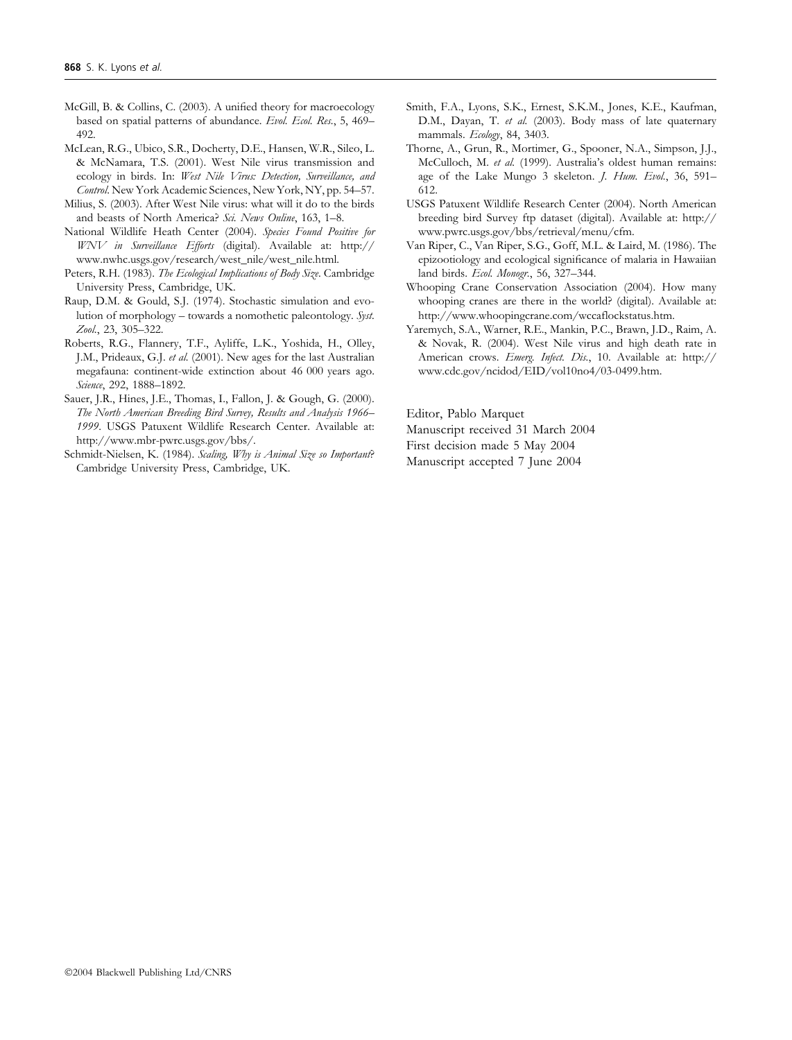McGill, B. & Collins, C. (2003). A unified theory for macroecology based on spatial patterns of abundance. *Evol. Ecol. Res.*, 5, 469–492.

McLean, R.G., Ubico, S.R., Docherty, D.E., Hansen, W.R., Sileo, L. & McNamara, T.S. (2001). West Nile virus transmission and ecology in birds. In: *West Nile Virus: Detection, Surveillance, and Control*. New York Academic Sciences, New York, NY, pp. 54–57.

Milius, S. (2003). After West Nile virus: what will it do to the birds and beasts of North America? *Sci. News Online*, 163, 1–8.

National Wildlife Heath Center (2004). *Species Found Positive for WNV in Surveillance Efforts* (digital). Available at: http://www.nwhc.usgs.gov/research/west_nile/west_nile.html.

Peters, R.H. (1983). *The Ecological Implications of Body Size*. Cambridge University Press, Cambridge, UK.

Raup, D.M. & Gould, S.J. (1974). Stochastic simulation and evolution of morphology – towards a nomothetic paleontology. *Syst. Zool.*, 23, 305–322.

Roberts, R.G., Flannery, T.F., Ayliffe, L.K., Yoshida, H., Olley, J.M., Prideaux, G.J. *et al.* (2001). New ages for the last Australian megafauna: continent-wide extinction about 46 000 years ago. *Science*, 292, 1888–1892.

Sauer, J.R., Hines, J.E., Thomas, I., Fallon, J. & Gough, G. (2000). *The North American Breeding Bird Survey, Results and Analysis 1966–1999*. USGS Patuxent Wildlife Research Center. Available at: http://www.mbr-pwrc.usgs.gov/bbs/.

Schmidt-Nielsen, K. (1984). *Scaling, Why is Animal Size so Important?* Cambridge University Press, Cambridge, UK.

Smith, F.A., Lyons, S.K., Ernest, S.K.M., Jones, K.E., Kaufman, D.M., Dayan, T. *et al.* (2003). Body mass of late quaternary mammals. *Ecology*, 84, 3403.

Thorne, A., Grun, R., Mortimer, G., Spooner, N.A., Simpson, J.J., McCulloch, M. *et al.* (1999). Australia's oldest human remains: age of the Lake Mungo 3 skeleton. *J. Hum. Evol.*, 36, 591–612.

USGS Patuxent Wildlife Research Center (2004). North American breeding bird Survey ftp dataset (digital). Available at: http://www.pwrc.usgs.gov/bbs/retrieval/menu/cfm.

Van Riper, C., Van Riper, S.G., Goff, M.L. & Laird, M. (1986). The epizootiology and ecological significance of malaria in Hawaiian land birds. *Ecol. Monogr.*, 56, 327–344.

Whooping Crane Conservation Association (2004). How many whooping cranes are there in the world? (digital). Available at: http://www.whoopingcrane.com/wccaflockstatus.htm.

Yaremych, S.A., Warner, R.E., Mankin, P.C., Brawn, J.D., Raim, A. & Novak, R. (2004). West Nile virus and high death rate in American crows. *Emerg. Infect. Dis.*, 10. Available at: http://www.cdc.gov/ncidod/EID/vol10no4/03-0499.htm.

Editor, Pablo Marquet
Manuscript received 31 March 2004
First decision made 5 May 2004
Manuscript accepted 7 June 2004